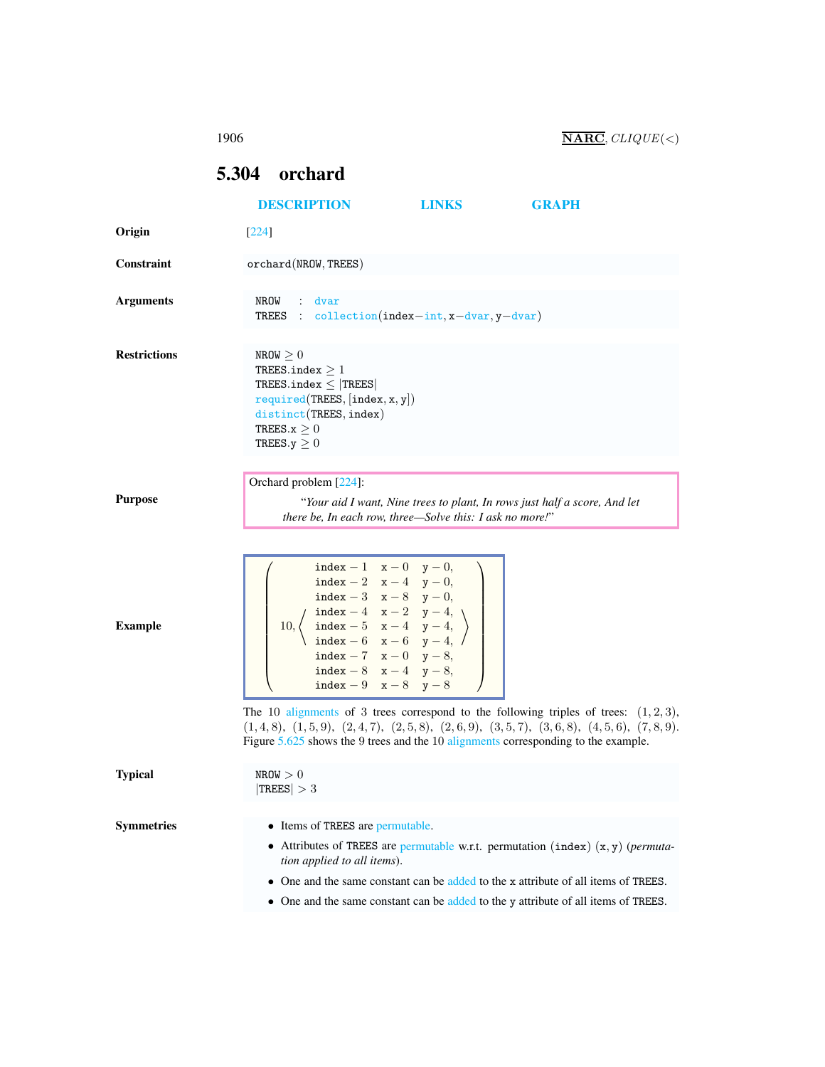## 5.304 orchard

DESCRIPTION LINKS GRAPH

**Origin**

[224]

**Constraint**

orchard(NROW, TREES)

**Arguments**

| | | |
|---|---|---|
| NROW | : | dvar |
| TREES | : | collection(index−int, x−dvar, y−dvar) |

**Restrictions**

NROW $\geq 0$
TREES.index $\geq 1$
TREES.index $\leq$ |TREES|
required(TREES, [index, x, y])
distinct(TREES, index)
TREES.x $\geq 0$
TREES.y $\geq 0$

**Purpose**

Orchard problem [224]:

> *"Your aid I want, Nine trees to plant, In rows just half a score, And let there be, In each row, three—Solve this: I ask no more!"*

**Example**

$$\left(\begin{array}{l}10, \left\langle\begin{array}{lll}\texttt{index}-1 & \texttt{x}-0 & \texttt{y}-0,\\ \texttt{index}-2 & \texttt{x}-4 & \texttt{y}-0,\\ \texttt{index}-3 & \texttt{x}-8 & \texttt{y}-0,\\ \texttt{index}-4 & \texttt{x}-2 & \texttt{y}-4,\\ \texttt{index}-5 & \texttt{x}-4 & \texttt{y}-4,\\ \texttt{index}-6 & \texttt{x}-6 & \texttt{y}-4,\\ \texttt{index}-7 & \texttt{x}-0 & \texttt{y}-8,\\ \texttt{index}-8 & \texttt{x}-4 & \texttt{y}-8,\\ \texttt{index}-9 & \texttt{x}-8 & \texttt{y}-8\end{array}\right\rangle\end{array}\right)$$

The 10 alignments of 3 trees correspond to the following triples of trees: $(1,2,3)$, $(1,4,8)$, $(1,5,9)$, $(2,4,7)$, $(2,5,8)$, $(2,6,9)$, $(3,5,7)$, $(3,6,8)$, $(4,5,6)$, $(7,8,9)$. Figure 5.625 shows the 9 trees and the 10 alignments corresponding to the example.

**Typical**

NROW $> 0$
|TREES| $> 3$

**Symmetries**

- Items of TREES are permutable.
- Attributes of TREES are permutable w.r.t. permutation (index) (x, y) (*permutation applied to all items*).
- One and the same constant can be added to the x attribute of all items of TREES.
- One and the same constant can be added to the y attribute of all items of TREES.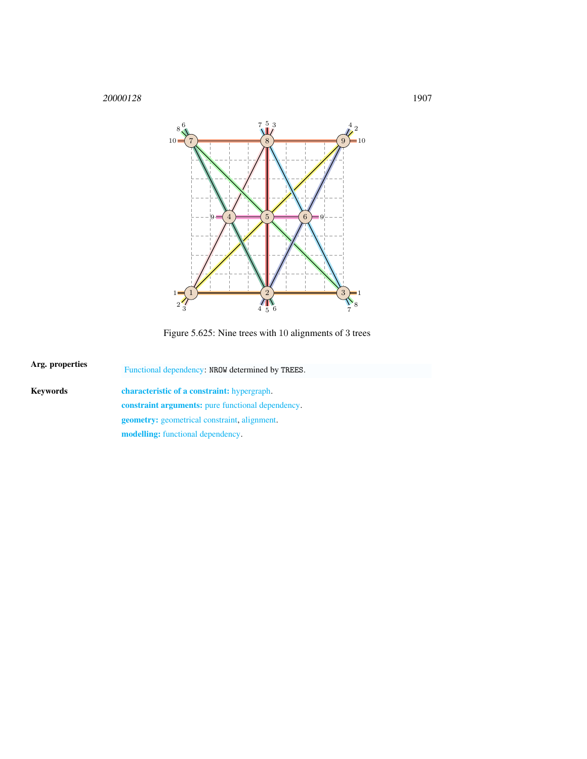Figure 5.625: Nine trees with 10 alignments of 3 trees

**Arg. properties**

Functional dependency: NROW determined by TREES.

**Keywords**

**characteristic of a constraint:** hypergraph.

**constraint arguments:** pure functional dependency.

**geometry:** geometrical constraint, alignment.

**modelling:** functional dependency.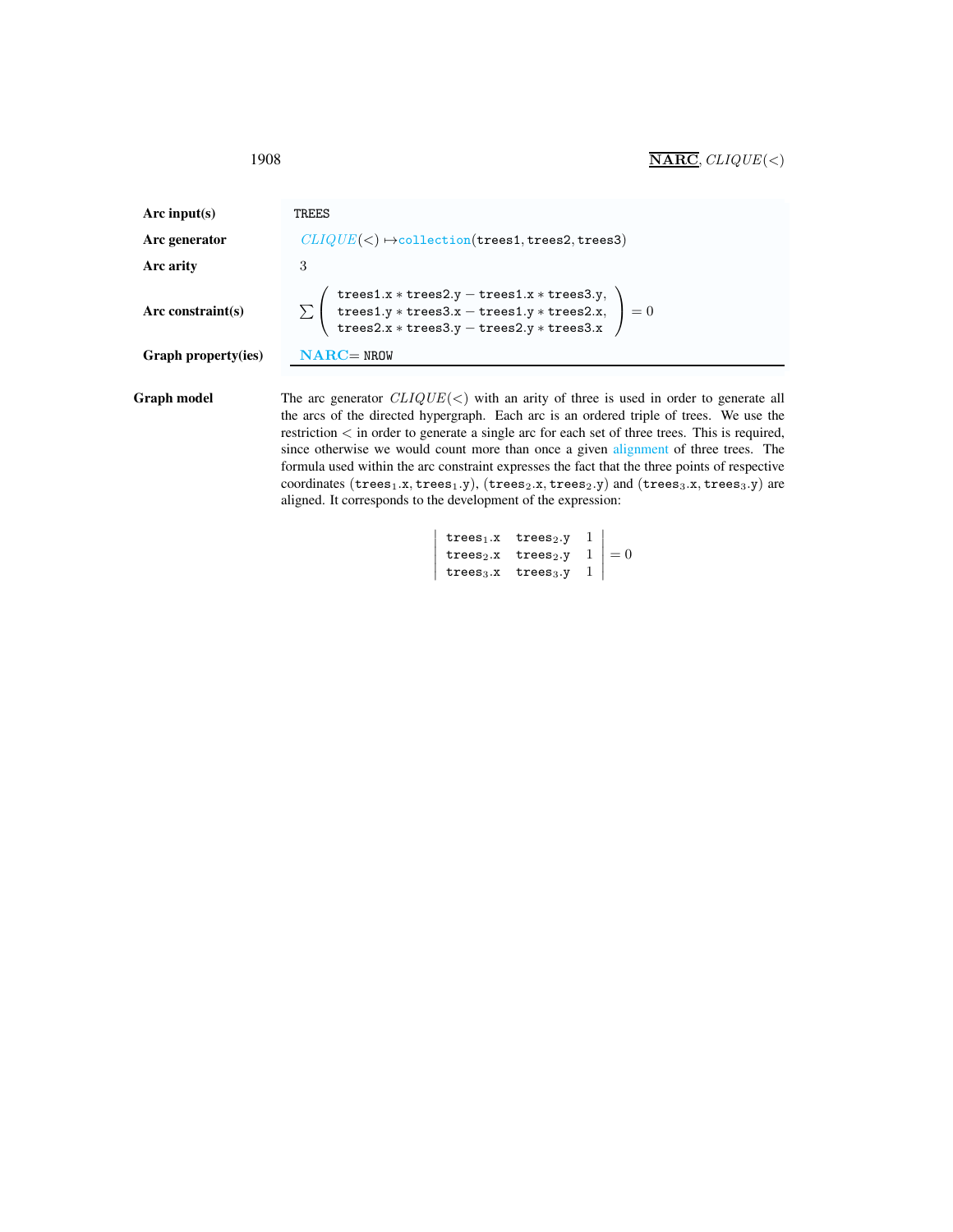| | |
|---|---|
| **Arc input(s)** | TREES |
| **Arc generator** | $CLIQUE(<)$ ↦collection(trees1, trees2, trees3) |
| **Arc arity** | 3 |
| **Arc constraint(s)** | $\sum \left( \begin{array}{l} \texttt{trees1.x} * \texttt{trees2.y} - \texttt{trees1.x} * \texttt{trees3.y}, \\ \texttt{trees1.y} * \texttt{trees3.x} - \texttt{trees1.y} * \texttt{trees2.x}, \\ \texttt{trees2.x} * \texttt{trees3.y} - \texttt{trees2.y} * \texttt{trees3.x} \end{array} \right) = 0$ |
| **Graph property(ies)** | **NARC**= NROW |

**Graph model**

The arc generator $CLIQUE(<)$ with an arity of three is used in order to generate all the arcs of the directed hypergraph. Each arc is an ordered triple of trees. We use the restriction $<$ in order to generate a single arc for each set of three trees. This is required, since otherwise we would count more than once a given alignment of three trees. The formula used within the arc constraint expresses the fact that the three points of respective coordinates ($\texttt{trees}_1.\texttt{x}, \texttt{trees}_1.\texttt{y}$), ($\texttt{trees}_2.\texttt{x}, \texttt{trees}_2.\texttt{y}$) and ($\texttt{trees}_3.\texttt{x}, \texttt{trees}_3.\texttt{y}$) are aligned. It corresponds to the development of the expression:

$$\begin{vmatrix} \texttt{trees}_1.\texttt{x} & \texttt{trees}_2.\texttt{y} & 1 \\ \texttt{trees}_2.\texttt{x} & \texttt{trees}_2.\texttt{y} & 1 \\ \texttt{trees}_3.\texttt{x} & \texttt{trees}_3.\texttt{y} & 1 \end{vmatrix} = 0$$